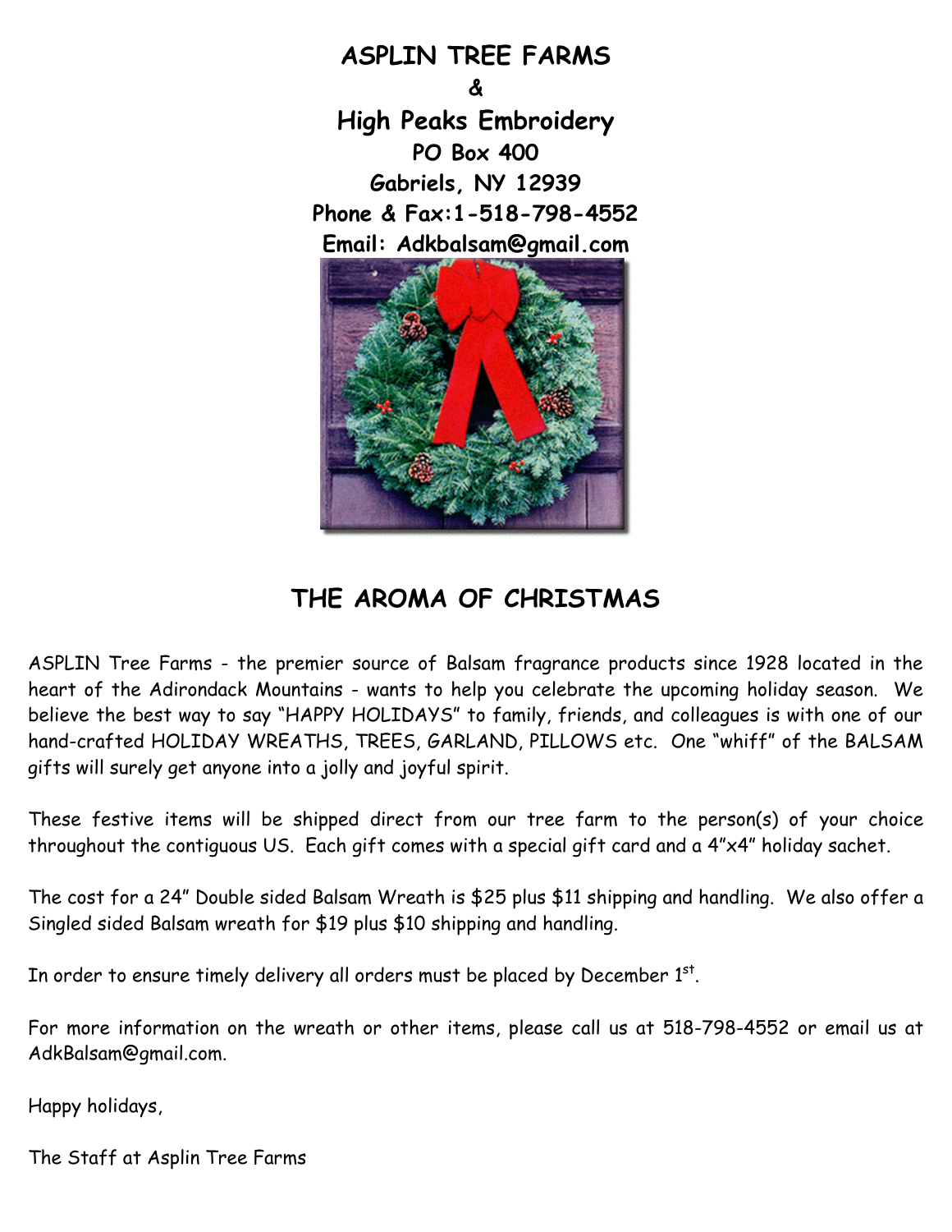**ASPLIN TREE FARMS**

**&**

**High Peaks Embroidery**

**PO Box 400**

**Gabriels, NY 12939**

**Phone & Fax:1-518-798-4552**

**Email: Adkbalsam@gmail.com**

## THE AROMA OF CHRISTMAS

ASPLIN Tree Farms - the premier source of Balsam fragrance products since 1928 located in the heart of the Adirondack Mountains - wants to help you celebrate the upcoming holiday season. We believe the best way to say "HAPPY HOLIDAYS" to family, friends, and colleagues is with one of our hand-crafted HOLIDAY WREATHS, TREES, GARLAND, PILLOWS etc. One "whiff" of the BALSAM gifts will surely get anyone into a jolly and joyful spirit.

These festive items will be shipped direct from our tree farm to the person(s) of your choice throughout the contiguous US. Each gift comes with a special gift card and a 4"x4" holiday sachet.

The cost for a 24" Double sided Balsam Wreath is $25 plus $11 shipping and handling. We also offer a Singled sided Balsam wreath for $19 plus $10 shipping and handling.

In order to ensure timely delivery all orders must be placed by December 1st.

For more information on the wreath or other items, please call us at 518-798-4552 or email us at AdkBalsam@gmail.com.

Happy holidays,

The Staff at Asplin Tree Farms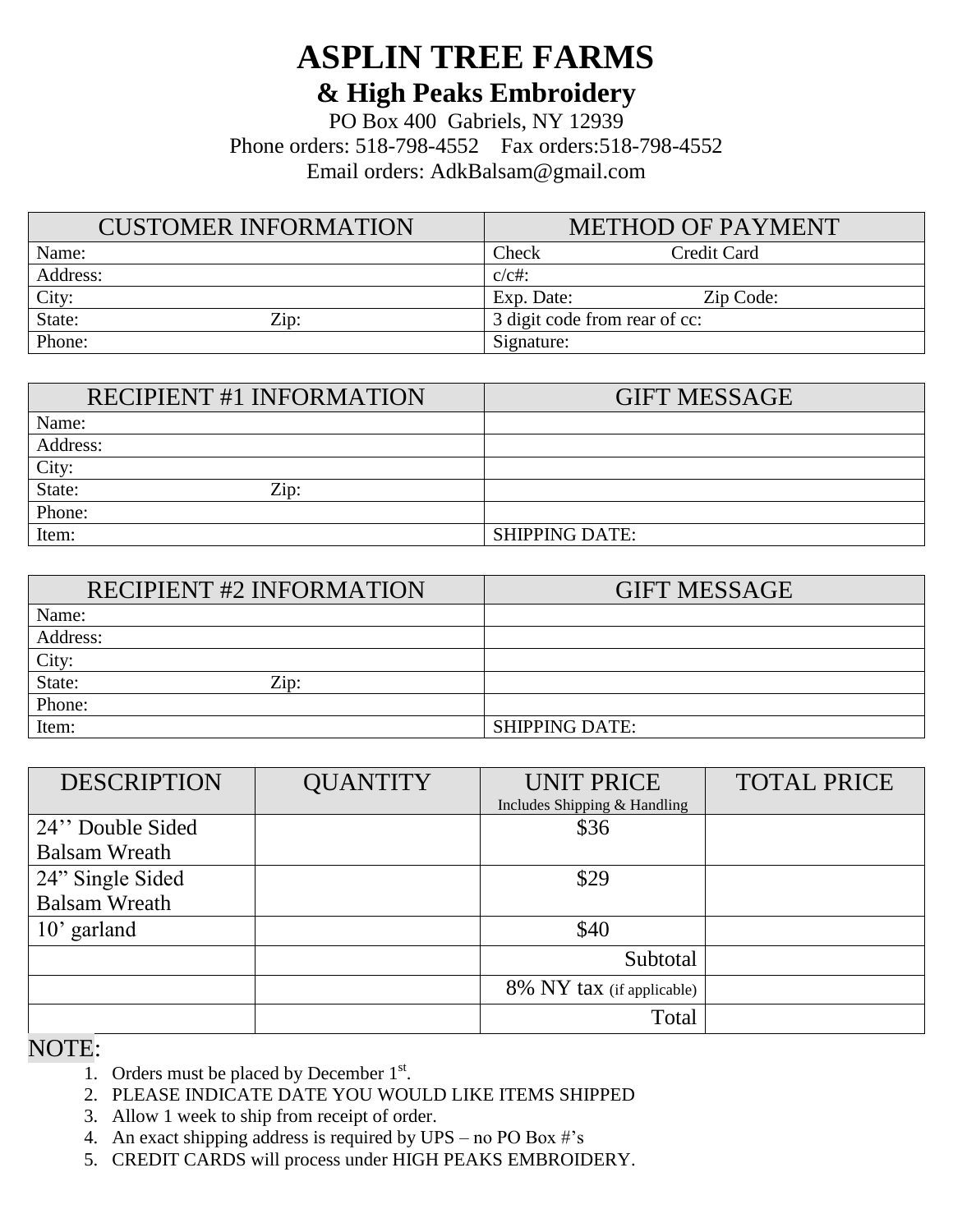# ASPLIN TREE FARMS

## & High Peaks Embroidery

PO Box 400 Gabriels, NY 12939

Phone orders: 518-798-4552 Fax orders:518-798-4552

Email orders: AdkBalsam@gmail.com

| CUSTOMER INFORMATION | METHOD OF PAYMENT |
|---|---|
| Name: | Check Credit Card |
| Address: | c/c#: |
| City: | Exp. Date: Zip Code: |
| State: Zip: | 3 digit code from rear of cc: |
| Phone: | Signature: |

| RECIPIENT #1 INFORMATION | GIFT MESSAGE |
|---|---|
| Name: | |
| Address: | |
| City: | |
| State: Zip: | |
| Phone: | |
| Item: | SHIPPING DATE: |

| RECIPIENT #2 INFORMATION | GIFT MESSAGE |
|---|---|
| Name: | |
| Address: | |
| City: | |
| State: Zip: | |
| Phone: | |
| Item: | SHIPPING DATE: |

| DESCRIPTION | QUANTITY | UNIT PRICE Includes Shipping & Handling | TOTAL PRICE |
|---|---|---|---|
| 24'' Double Sided Balsam Wreath | | $36 | |
| 24" Single Sided Balsam Wreath | | $29 | |
| 10' garland | | $40 | |
| | | Subtotal | |
| | | 8% NY tax (if applicable) | |
| | | Total | |

NOTE:

1. Orders must be placed by December 1st.
2. PLEASE INDICATE DATE YOU WOULD LIKE ITEMS SHIPPED
3. Allow 1 week to ship from receipt of order.
4. An exact shipping address is required by UPS – no PO Box #'s
5. CREDIT CARDS will process under HIGH PEAKS EMBROIDERY.